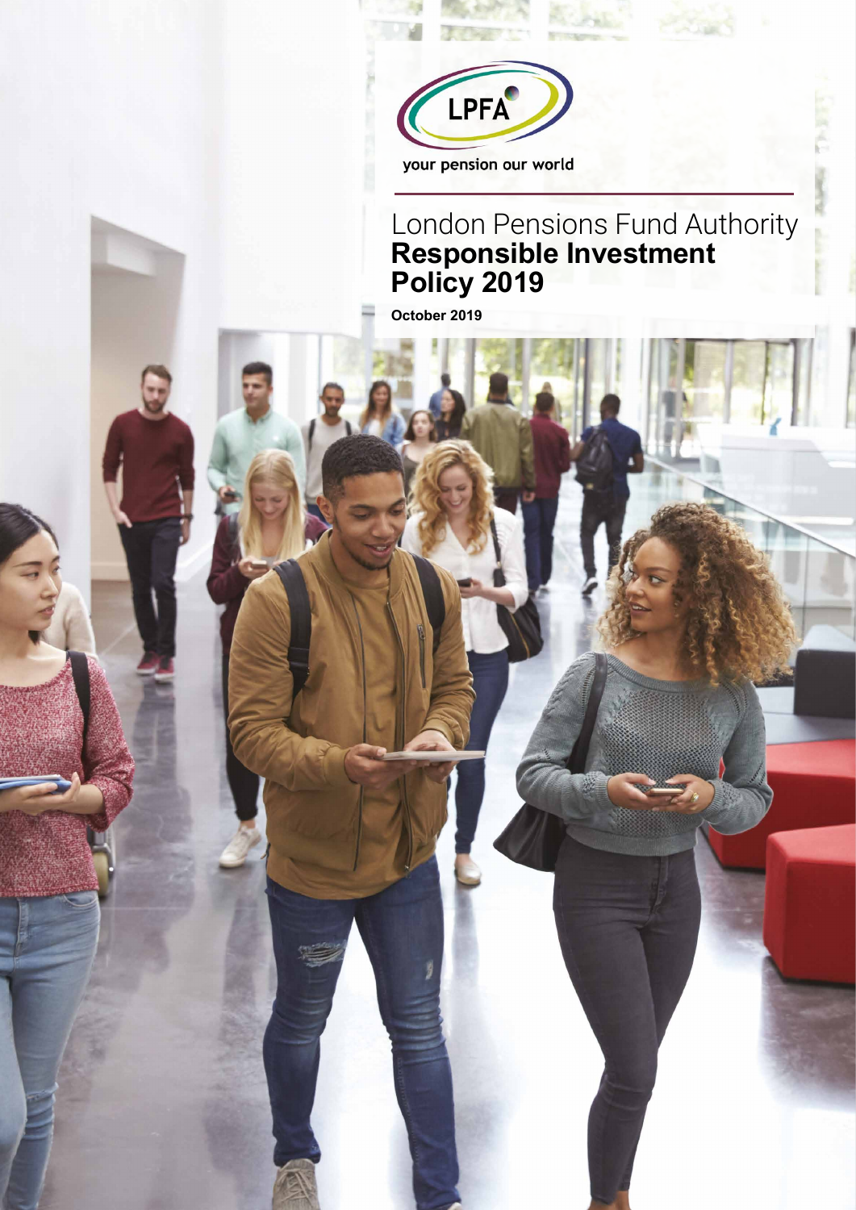LPFA

your pension our world

# London Pensions Fund Authority **Responsible Investment Policy 2019**

**October 2019**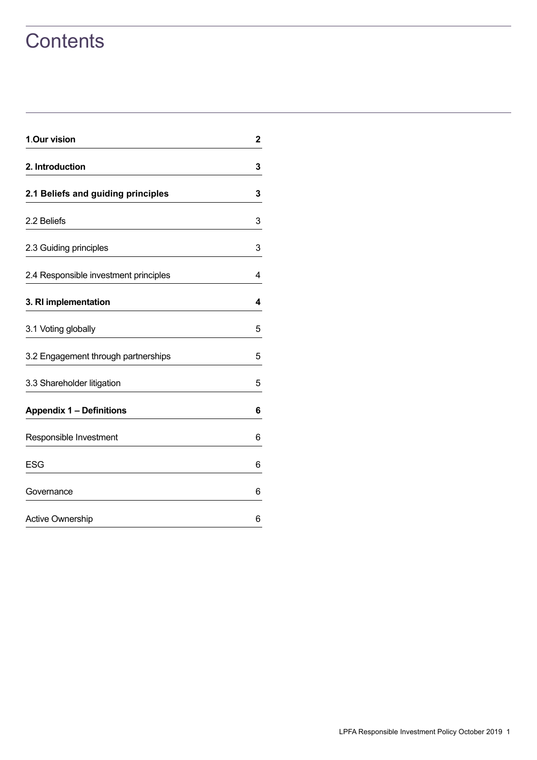# Contents

| | |
|---|---|
| **1.Our vision** | **2** |
| **2. Introduction** | **3** |
| **2.1 Beliefs and guiding principles** | **3** |
| 2.2 Beliefs | 3 |
| 2.3 Guiding principles | 3 |
| 2.4 Responsible investment principles | 4 |
| **3. RI implementation** | **4** |
| 3.1 Voting globally | 5 |
| 3.2 Engagement through partnerships | 5 |
| 3.3 Shareholder litigation | 5 |
| **Appendix 1 – Definitions** | **6** |
| Responsible Investment | 6 |
| ESG | 6 |
| Governance | 6 |
| Active Ownership | 6 |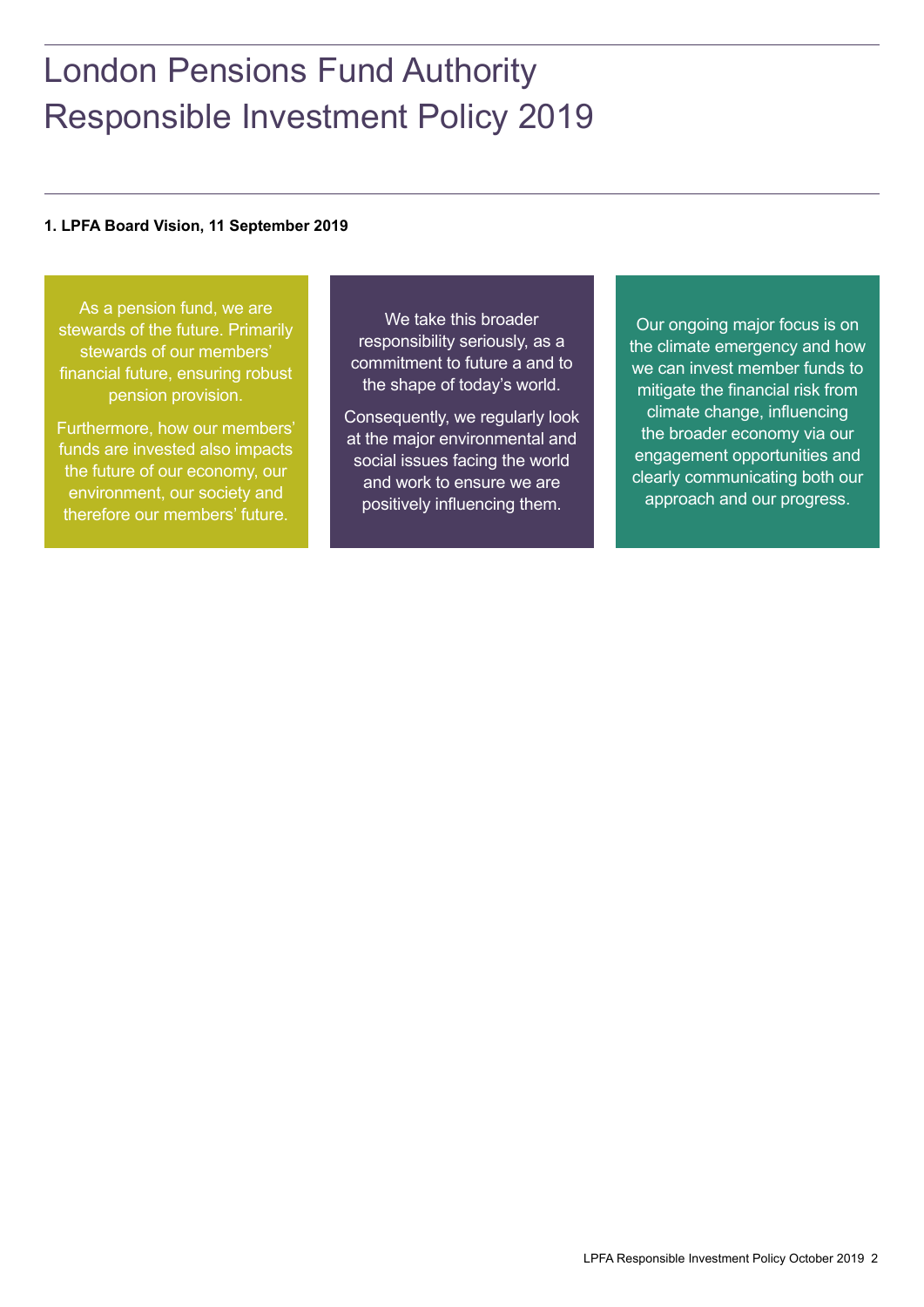# London Pensions Fund Authority Responsible Investment Policy 2019

**1. LPFA Board Vision, 11 September 2019**

As a pension fund, we are stewards of the future. Primarily stewards of our members' financial future, ensuring robust pension provision.

Furthermore, how our members' funds are invested also impacts the future of our economy, our environment, our society and therefore our members' future.

We take this broader responsibility seriously, as a commitment to future a and to the shape of today's world.

Consequently, we regularly look at the major environmental and social issues facing the world and work to ensure we are positively influencing them.

Our ongoing major focus is on the climate emergency and how we can invest member funds to mitigate the financial risk from climate change, influencing the broader economy via our engagement opportunities and clearly communicating both our approach and our progress.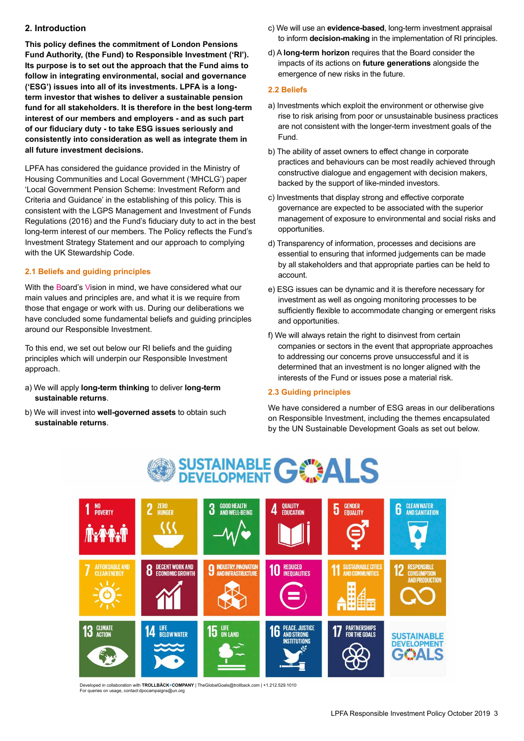## 2. Introduction

**This policy defines the commitment of London Pensions Fund Authority, (the Fund) to Responsible Investment ('RI'). Its purpose is to set out the approach that the Fund aims to follow in integrating environmental, social and governance ('ESG') issues into all of its investments. LPFA is a long-term investor that wishes to deliver a sustainable pension fund for all stakeholders. It is therefore in the best long-term interest of our members and employers - and as such part of our fiduciary duty - to take ESG issues seriously and consistently into consideration as well as integrate them in all future investment decisions.**

LPFA has considered the guidance provided in the Ministry of Housing Communities and Local Government ('MHCLG') paper 'Local Government Pension Scheme: Investment Reform and Criteria and Guidance' in the establishing of this policy. This is consistent with the LGPS Management and Investment of Funds Regulations (2016) and the Fund's fiduciary duty to act in the best long-term interest of our members. The Policy reflects the Fund's Investment Strategy Statement and our approach to complying with the UK Stewardship Code.

### 2.1 Beliefs and guiding principles

With the Board's Vision in mind, we have considered what our main values and principles are, and what it is we require from those that engage or work with us. During our deliberations we have concluded some fundamental beliefs and guiding principles around our Responsible Investment.

To this end, we set out below our RI beliefs and the guiding principles which will underpin our Responsible Investment approach.

a) We will apply **long-term thinking** to deliver **long-term sustainable returns**.

b) We will invest into **well-governed assets** to obtain such **sustainable returns**.

c) We will use an **evidence-based**, long-term investment appraisal to inform **decision-making** in the implementation of RI principles.

d) A **long-term horizon** requires that the Board consider the impacts of its actions on **future generations** alongside the emergence of new risks in the future.

### 2.2 Beliefs

a) Investments which exploit the environment or otherwise give rise to risk arising from poor or unsustainable business practices are not consistent with the longer-term investment goals of the Fund.

b) The ability of asset owners to effect change in corporate practices and behaviours can be most readily achieved through constructive dialogue and engagement with decision makers, backed by the support of like-minded investors.

c) Investments that display strong and effective corporate governance are expected to be associated with the superior management of exposure to environmental and social risks and opportunities.

d) Transparency of information, processes and decisions are essential to ensuring that informed judgements can be made by all stakeholders and that appropriate parties can be held to account.

e) ESG issues can be dynamic and it is therefore necessary for investment as well as ongoing monitoring processes to be sufficiently flexible to accommodate changing or emergent risks and opportunities.

f) We will always retain the right to disinvest from certain companies or sectors in the event that appropriate approaches to addressing our concerns prove unsuccessful and it is determined that an investment is no longer aligned with the interests of the Fund or issues pose a material risk.

### 2.3 Guiding principles

We have considered a number of ESG areas in our deliberations on Responsible Investment, including the themes encapsulated by the UN Sustainable Development Goals as set out below.

**SUSTAINABLE DEVELOPMENT GOALS**

1 No Poverty
2 Zero Hunger
3 Good Health and Well-Being
4 Quality Education
5 Gender Equality
6 Clean Water and Sanitation
7 Affordable and Clean Energy
8 Decent Work and Economic Growth
9 Industry, Innovation and Infrastructure
10 Reduced Inequalities
11 Sustainable Cities and Communities
12 Responsible Consumption and Production
13 Climate Action
14 Life Below Water
15 Life on Land
16 Peace, Justice and Strong Institutions
17 Partnerships for the Goals

Developed in collaboration with TROLLBÄCK+COMPANY | TheGlobalGoals@trollback.com | +1.212.529.1010
For queries on usage, contact:dpcampaigns@un.org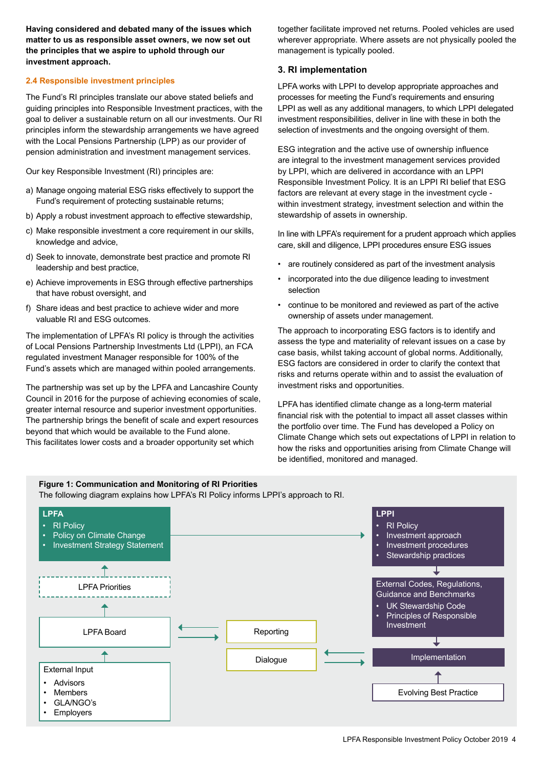**Having considered and debated many of the issues which matter to us as responsible asset owners, we now set out the principles that we aspire to uphold through our investment approach.**

## 2.4 Responsible investment principles

The Fund's RI principles translate our above stated beliefs and guiding principles into Responsible Investment practices, with the goal to deliver a sustainable return on all our investments. Our RI principles inform the stewardship arrangements we have agreed with the Local Pensions Partnership (LPP) as our provider of pension administration and investment management services.

Our key Responsible Investment (RI) principles are:

a) Manage ongoing material ESG risks effectively to support the Fund's requirement of protecting sustainable returns;

b) Apply a robust investment approach to effective stewardship,

c) Make responsible investment a core requirement in our skills, knowledge and advice,

d) Seek to innovate, demonstrate best practice and promote RI leadership and best practice,

e) Achieve improvements in ESG through effective partnerships that have robust oversight, and

f) Share ideas and best practice to achieve wider and more valuable RI and ESG outcomes.

The implementation of LPFA's RI policy is through the activities of Local Pensions Partnership Investments Ltd (LPPI), an FCA regulated investment Manager responsible for 100% of the Fund's assets which are managed within pooled arrangements.

The partnership was set up by the LPFA and Lancashire County Council in 2016 for the purpose of achieving economies of scale, greater internal resource and superior investment opportunities. The partnership brings the benefit of scale and expert resources beyond that which would be available to the Fund alone. This facilitates lower costs and a broader opportunity set which together facilitate improved net returns. Pooled vehicles are used wherever appropriate. Where assets are not physically pooled the management is typically pooled.

## 3. RI implementation

LPFA works with LPPI to develop appropriate approaches and processes for meeting the Fund's requirements and ensuring LPPI as well as any additional managers, to which LPPI delegated investment responsibilities, deliver in line with these in both the selection of investments and the ongoing oversight of them.

ESG integration and the active use of ownership influence are integral to the investment management services provided by LPPI, which are delivered in accordance with an LPPI Responsible Investment Policy. It is an LPPI RI belief that ESG factors are relevant at every stage in the investment cycle - within investment strategy, investment selection and within the stewardship of assets in ownership.

In line with LPFA's requirement for a prudent approach which applies care, skill and diligence, LPPI procedures ensure ESG issues

- are routinely considered as part of the investment analysis
- incorporated into the due diligence leading to investment selection
- continue to be monitored and reviewed as part of the active ownership of assets under management.

The approach to incorporating ESG factors is to identify and assess the type and materiality of relevant issues on a case by case basis, whilst taking account of global norms. Additionally, ESG factors are considered in order to clarify the context that risks and returns operate within and to assist the evaluation of investment risks and opportunities.

LPFA has identified climate change as a long-term material financial risk with the potential to impact all asset classes within the portfolio over time. The Fund has developed a Policy on Climate Change which sets out expectations of LPPI in relation to how the risks and opportunities arising from Climate Change will be identified, monitored and managed.

**Figure 1: Communication and Monitoring of RI Priorities**

The following diagram explains how LPFA's RI Policy informs LPPI's approach to RI.

**LPFA**
- RI Policy
- Policy on Climate Change
- Investment Strategy Statement

LPFA Priorities

LPFA Board

External Input
- Advisors
- Members
- GLA/NGO's
- Employers

Reporting

Dialogue

**LPPI**
- RI Policy
- Investment approach
- Investment procedures
- Stewardship practices

External Codes, Regulations, Guidance and Benchmarks
- UK Stewardship Code
- Principles of Responsible Investment

Implementation

Evolving Best Practice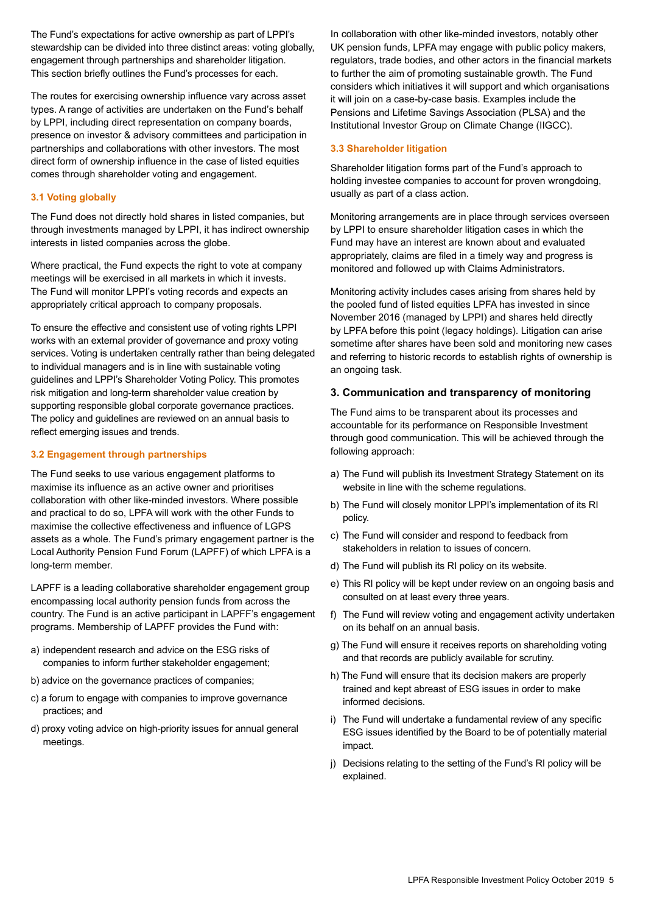The Fund's expectations for active ownership as part of LPPI's stewardship can be divided into three distinct areas: voting globally, engagement through partnerships and shareholder litigation. This section briefly outlines the Fund's processes for each.

The routes for exercising ownership influence vary across asset types. A range of activities are undertaken on the Fund's behalf by LPPI, including direct representation on company boards, presence on investor & advisory committees and participation in partnerships and collaborations with other investors. The most direct form of ownership influence in the case of listed equities comes through shareholder voting and engagement.

### 3.1 Voting globally

The Fund does not directly hold shares in listed companies, but through investments managed by LPPI, it has indirect ownership interests in listed companies across the globe.

Where practical, the Fund expects the right to vote at company meetings will be exercised in all markets in which it invests. The Fund will monitor LPPI's voting records and expects an appropriately critical approach to company proposals.

To ensure the effective and consistent use of voting rights LPPI works with an external provider of governance and proxy voting services. Voting is undertaken centrally rather than being delegated to individual managers and is in line with sustainable voting guidelines and LPPI's Shareholder Voting Policy. This promotes risk mitigation and long-term shareholder value creation by supporting responsible global corporate governance practices. The policy and guidelines are reviewed on an annual basis to reflect emerging issues and trends.

### 3.2 Engagement through partnerships

The Fund seeks to use various engagement platforms to maximise its influence as an active owner and prioritises collaboration with other like-minded investors. Where possible and practical to do so, LPFA will work with the other Funds to maximise the collective effectiveness and influence of LGPS assets as a whole. The Fund's primary engagement partner is the Local Authority Pension Fund Forum (LAPFF) of which LPFA is a long-term member.

LAPFF is a leading collaborative shareholder engagement group encompassing local authority pension funds from across the country. The Fund is an active participant in LAPFF's engagement programs. Membership of LAPFF provides the Fund with:

a) independent research and advice on the ESG risks of companies to inform further stakeholder engagement;

b) advice on the governance practices of companies;

c) a forum to engage with companies to improve governance practices; and

d) proxy voting advice on high-priority issues for annual general meetings.

In collaboration with other like-minded investors, notably other UK pension funds, LPFA may engage with public policy makers, regulators, trade bodies, and other actors in the financial markets to further the aim of promoting sustainable growth. The Fund considers which initiatives it will support and which organisations it will join on a case-by-case basis. Examples include the Pensions and Lifetime Savings Association (PLSA) and the Institutional Investor Group on Climate Change (IIGCC).

### 3.3 Shareholder litigation

Shareholder litigation forms part of the Fund's approach to holding investee companies to account for proven wrongdoing, usually as part of a class action.

Monitoring arrangements are in place through services overseen by LPPI to ensure shareholder litigation cases in which the Fund may have an interest are known about and evaluated appropriately, claims are filed in a timely way and progress is monitored and followed up with Claims Administrators.

Monitoring activity includes cases arising from shares held by the pooled fund of listed equities LPFA has invested in since November 2016 (managed by LPPI) and shares held directly by LPFA before this point (legacy holdings). Litigation can arise sometime after shares have been sold and monitoring new cases and referring to historic records to establish rights of ownership is an ongoing task.

## 3. Communication and transparency of monitoring

The Fund aims to be transparent about its processes and accountable for its performance on Responsible Investment through good communication. This will be achieved through the following approach:

a) The Fund will publish its Investment Strategy Statement on its website in line with the scheme regulations.

b) The Fund will closely monitor LPPI's implementation of its RI policy.

c) The Fund will consider and respond to feedback from stakeholders in relation to issues of concern.

d) The Fund will publish its RI policy on its website.

e) This RI policy will be kept under review on an ongoing basis and consulted on at least every three years.

f) The Fund will review voting and engagement activity undertaken on its behalf on an annual basis.

g) The Fund will ensure it receives reports on shareholding voting and that records are publicly available for scrutiny.

h) The Fund will ensure that its decision makers are properly trained and kept abreast of ESG issues in order to make informed decisions.

i) The Fund will undertake a fundamental review of any specific ESG issues identified by the Board to be of potentially material impact.

j) Decisions relating to the setting of the Fund's RI policy will be explained.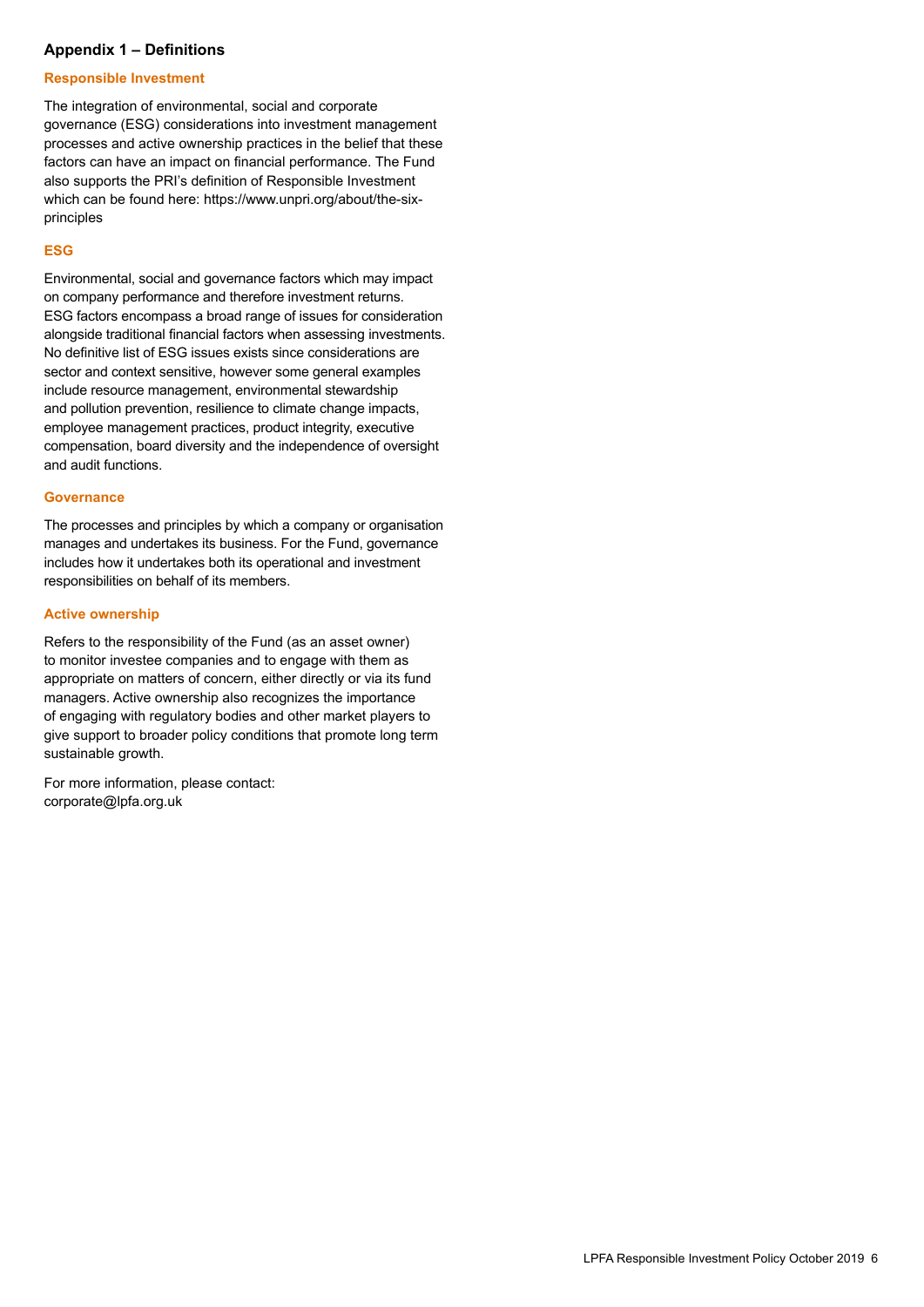## Appendix 1 – Definitions

### Responsible Investment

The integration of environmental, social and corporate governance (ESG) considerations into investment management processes and active ownership practices in the belief that these factors can have an impact on financial performance. The Fund also supports the PRI's definition of Responsible Investment which can be found here: https://www.unpri.org/about/the-six-principles

### ESG

Environmental, social and governance factors which may impact on company performance and therefore investment returns. ESG factors encompass a broad range of issues for consideration alongside traditional financial factors when assessing investments. No definitive list of ESG issues exists since considerations are sector and context sensitive, however some general examples include resource management, environmental stewardship and pollution prevention, resilience to climate change impacts, employee management practices, product integrity, executive compensation, board diversity and the independence of oversight and audit functions.

### Governance

The processes and principles by which a company or organisation manages and undertakes its business. For the Fund, governance includes how it undertakes both its operational and investment responsibilities on behalf of its members.

### Active ownership

Refers to the responsibility of the Fund (as an asset owner) to monitor investee companies and to engage with them as appropriate on matters of concern, either directly or via its fund managers. Active ownership also recognizes the importance of engaging with regulatory bodies and other market players to give support to broader policy conditions that promote long term sustainable growth.

For more information, please contact:
corporate@lpfa.org.uk